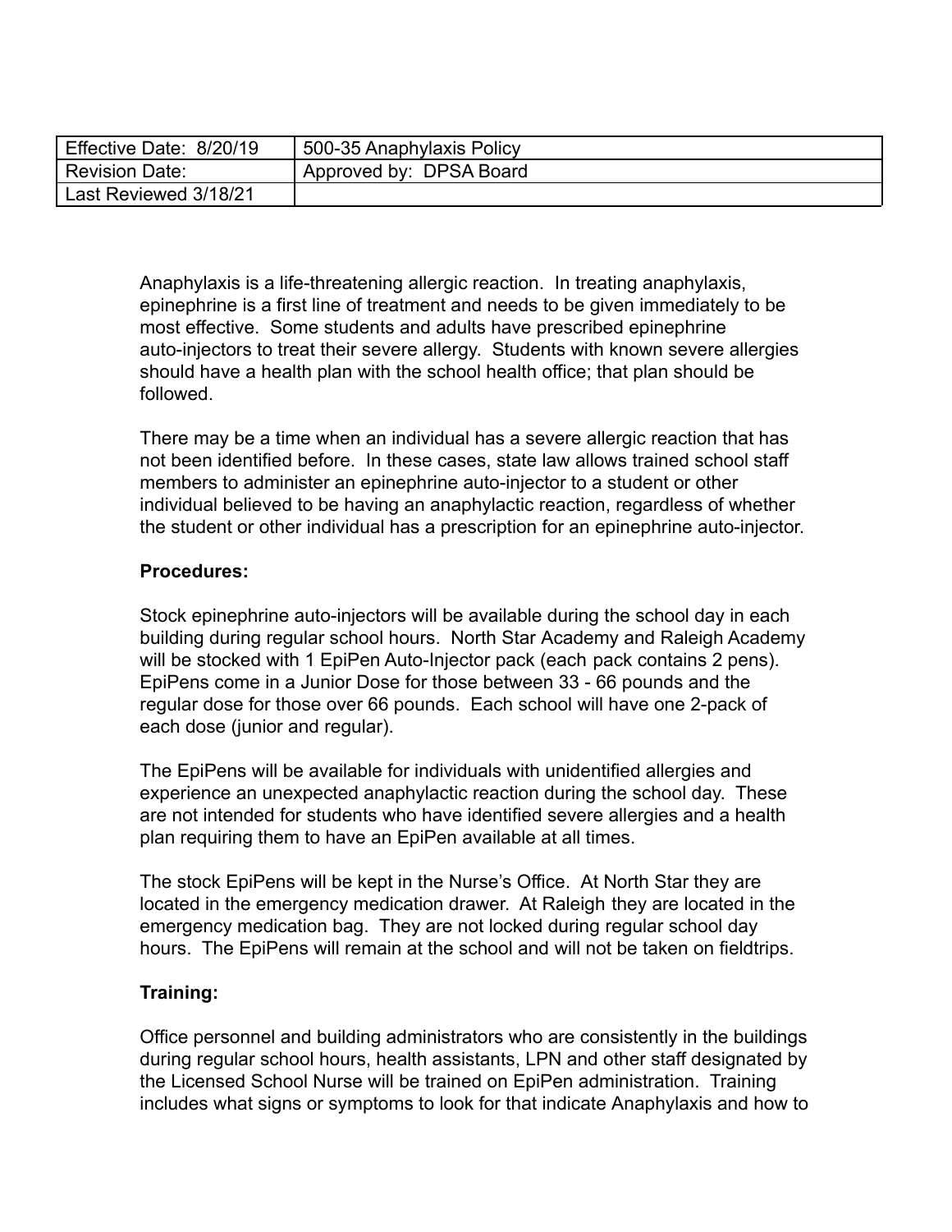| Effective Date: 8/20/19 | 500-35 Anaphylaxis Policy |
|---|---|
| Revision Date: | Approved by: DPSA Board |
| Last Reviewed 3/18/21 | |

Anaphylaxis is a life-threatening allergic reaction. In treating anaphylaxis, epinephrine is a first line of treatment and needs to be given immediately to be most effective. Some students and adults have prescribed epinephrine auto-injectors to treat their severe allergy. Students with known severe allergies should have a health plan with the school health office; that plan should be followed.

There may be a time when an individual has a severe allergic reaction that has not been identified before. In these cases, state law allows trained school staff members to administer an epinephrine auto-injector to a student or other individual believed to be having an anaphylactic reaction, regardless of whether the student or other individual has a prescription for an epinephrine auto-injector.

**Procedures:**

Stock epinephrine auto-injectors will be available during the school day in each building during regular school hours. North Star Academy and Raleigh Academy will be stocked with 1 EpiPen Auto-Injector pack (each pack contains 2 pens). EpiPens come in a Junior Dose for those between 33 - 66 pounds and the regular dose for those over 66 pounds. Each school will have one 2-pack of each dose (junior and regular).

The EpiPens will be available for individuals with unidentified allergies and experience an unexpected anaphylactic reaction during the school day. These are not intended for students who have identified severe allergies and a health plan requiring them to have an EpiPen available at all times.

The stock EpiPens will be kept in the Nurse's Office. At North Star they are located in the emergency medication drawer. At Raleigh they are located in the emergency medication bag. They are not locked during regular school day hours. The EpiPens will remain at the school and will not be taken on fieldtrips.

**Training:**

Office personnel and building administrators who are consistently in the buildings during regular school hours, health assistants, LPN and other staff designated by the Licensed School Nurse will be trained on EpiPen administration. Training includes what signs or symptoms to look for that indicate Anaphylaxis and how to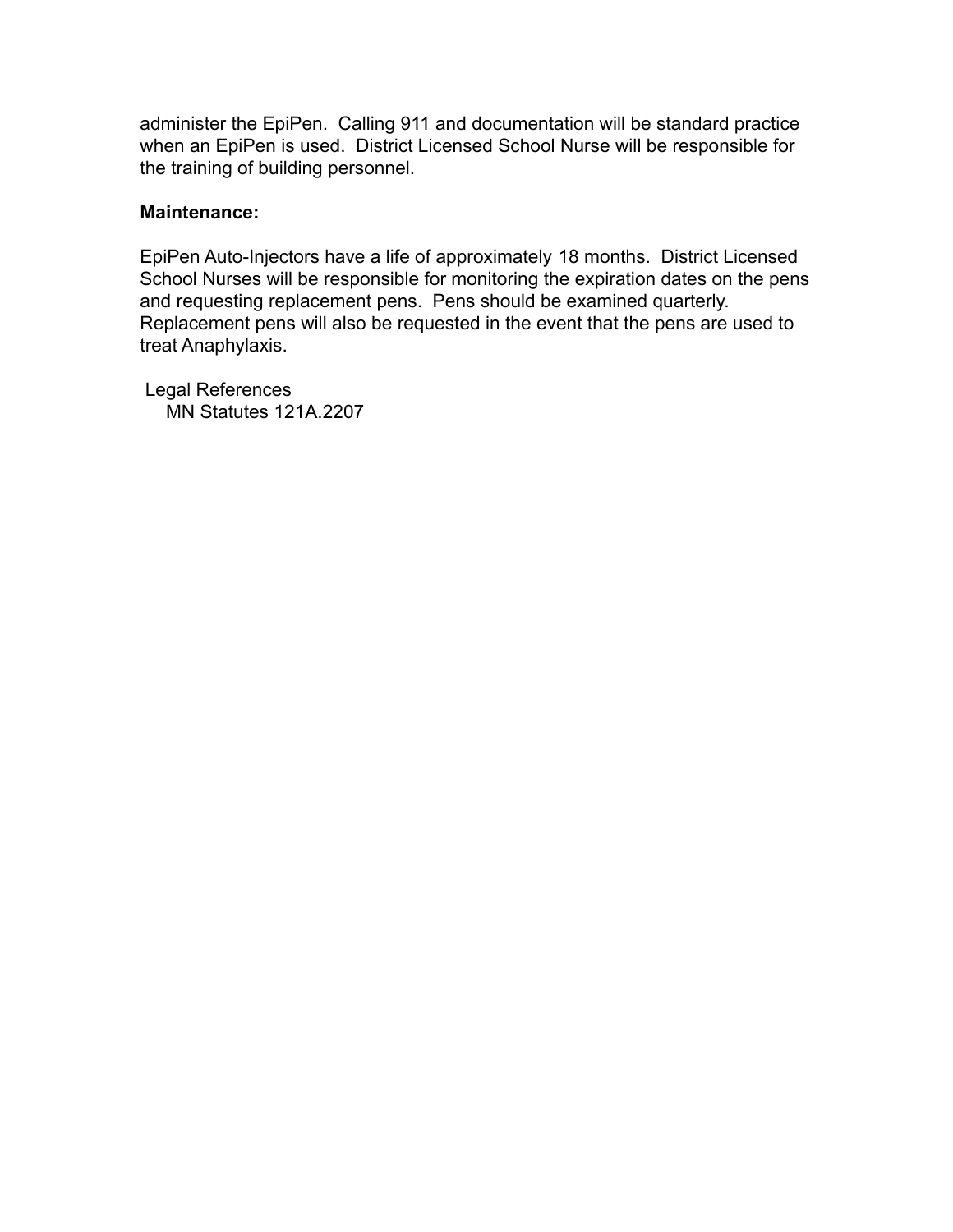administer the EpiPen. Calling 911 and documentation will be standard practice when an EpiPen is used. District Licensed School Nurse will be responsible for the training of building personnel.

**Maintenance:**

EpiPen Auto-Injectors have a life of approximately 18 months. District Licensed School Nurses will be responsible for monitoring the expiration dates on the pens and requesting replacement pens. Pens should be examined quarterly. Replacement pens will also be requested in the event that the pens are used to treat Anaphylaxis.

Legal References

MN Statutes 121A.2207